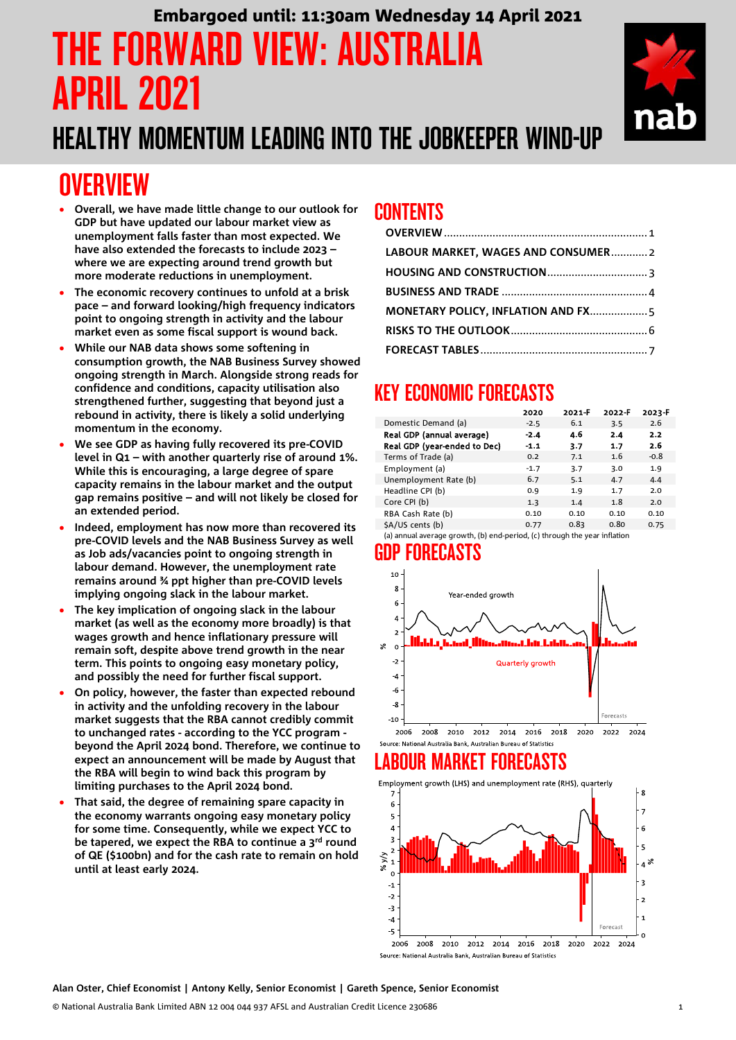Embargoed until: 11:30am Wednesday 14 April 2021

# THE FORWARD VIEW: AUSTRALIA APRIL 2021

## HEALTHY MOMENTUM LEADING INTO THE JOBKEEPER WIND-UP

## OVERVIEW

- **Overall, we have made little change to our outlook for GDP but have updated our labour market view as unemployment falls faster than most expected. We have also extended the forecasts to include 2023 – where we are expecting around trend growth but more moderate reductions in unemployment.**
- **The economic recovery continues to unfold at a brisk pace – and forward looking/high frequency indicators point to ongoing strength in activity and the labour market even as some fiscal support is wound back.**
- **While our NAB data shows some softening in consumption growth, the NAB Business Survey showed ongoing strength in March. Alongside strong reads for confidence and conditions, capacity utilisation also strengthened further, suggesting that beyond just a rebound in activity, there is likely a solid underlying momentum in the economy.**
- **We see GDP as having fully recovered its pre-COVID level in Q1 – with another quarterly rise of around 1%. While this is encouraging, a large degree of spare capacity remains in the labour market and the output gap remains positive – and will not likely be closed for an extended period.**
- **Indeed, employment has now more than recovered its pre-COVID levels and the NAB Business Survey as well as Job ads/vacancies point to ongoing strength in labour demand. However, the unemployment rate remains around ¾ ppt higher than pre-COVID levels implying ongoing slack in the labour market.**
- **The key implication of ongoing slack in the labour market (as well as the economy more broadly) is that wages growth and hence inflationary pressure will remain soft, despite above trend growth in the near term. This points to ongoing easy monetary policy, and possibly the need for further fiscal support.**
- **On policy, however, the faster than expected rebound in activity and the unfolding recovery in the labour market suggests that the RBA cannot credibly commit to unchanged rates - according to the YCC program - beyond the April 2024 bond. Therefore, we continue to expect an announcement will be made by August that the RBA will begin to wind back this program by limiting purchases to the April 2024 bond.**
- **That said, the degree of remaining spare capacity in the economy warrants ongoing easy monetary policy for some time. Consequently, while we expect YCC to be tapered, we expect the RBA to continue a 3rd round of QE ($100bn) and for the cash rate to remain on hold until at least early 2024.**

## CONTENTS

- OVERVIEW .................................................. 1
- LABOUR MARKET, WAGES AND CONSUMER ............ 2
- HOUSING AND CONSTRUCTION .............................. 3
- BUSINESS AND TRADE ........................................ 4
- MONETARY POLICY, INFLATION AND FX .................. 5
- RISKS TO THE OUTLOOK ...................................... 6
- FORECAST TABLES ............................................ 7

## KEY ECONOMIC FORECASTS

| | 2020 | 2021-F | 2022-F | 2023-F |
|---|---|---|---|---|
| Domestic Demand (a) | -2.5 | 6.1 | 3.5 | 2.6 |
| **Real GDP (annual average)** | **-2.4** | **4.6** | **2.4** | **2.2** |
| **Real GDP (year-ended to Dec)** | **-1.1** | **3.7** | **1.7** | **2.6** |
| Terms of Trade (a) | 0.2 | 7.1 | 1.6 | -0.8 |
| Employment (a) | -1.7 | 3.7 | 3.0 | 1.9 |
| Unemployment Rate (b) | 6.7 | 5.1 | 4.7 | 4.4 |
| Headline CPI (b) | 0.9 | 1.9 | 1.7 | 2.0 |
| Core CPI (b) | 1.3 | 1.4 | 1.8 | 2.0 |
| RBA Cash Rate (b) | 0.10 | 0.10 | 0.10 | 0.10 |
| $A/US cents (b) | 0.77 | 0.83 | 0.80 | 0.75 |

(a) annual average growth, (b) end-period, (c) through the year inflation

## GDP FORECASTS

Source: National Australia Bank, Australian Bureau of Statistics

## LABOUR MARKET FORECASTS

Employment growth (LHS) and unemployment rate (RHS), quarterly

Source: National Australia Bank, Australian Bureau of Statistics

Alan Oster, Chief Economist | Antony Kelly, Senior Economist | Gareth Spence, Senior Economist

© National Australia Bank Limited ABN 12 004 044 937 AFSL and Australian Credit Licence 230686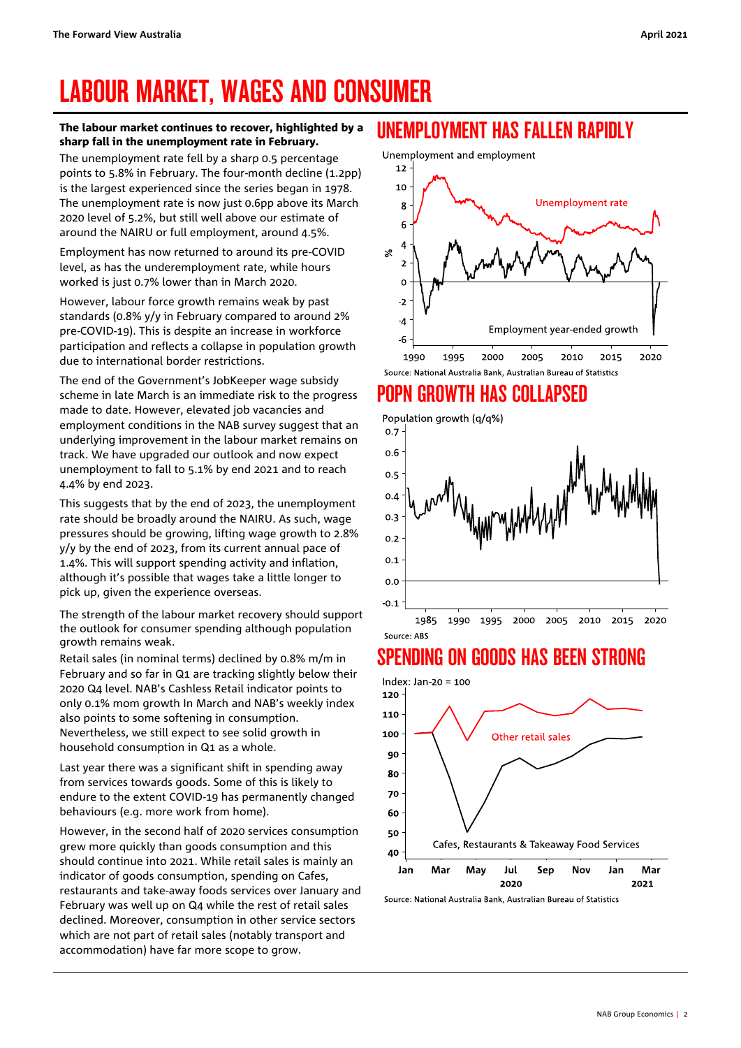# LABOUR MARKET, WAGES AND CONSUMER

**The labour market continues to recover, highlighted by a sharp fall in the unemployment rate in February.**

The unemployment rate fell by a sharp 0.5 percentage points to 5.8% in February. The four-month decline (1.2pp) is the largest experienced since the series began in 1978. The unemployment rate is now just 0.6pp above its March 2020 level of 5.2%, but still well above our estimate of around the NAIRU or full employment, around 4.5%.

Employment has now returned to around its pre-COVID level, as has the underemployment rate, while hours worked is just 0.7% lower than in March 2020.

However, labour force growth remains weak by past standards (0.8% y/y in February compared to around 2% pre-COVID-19). This is despite an increase in workforce participation and reflects a collapse in population growth due to international border restrictions.

The end of the Government's JobKeeper wage subsidy scheme in late March is an immediate risk to the progress made to date. However, elevated job vacancies and employment conditions in the NAB survey suggest that an underlying improvement in the labour market remains on track. We have upgraded our outlook and now expect unemployment to fall to 5.1% by end 2021 and to reach 4.4% by end 2023.

This suggests that by the end of 2023, the unemployment rate should be broadly around the NAIRU. As such, wage pressures should be growing, lifting wage growth to 2.8% y/y by the end of 2023, from its current annual pace of 1.4%. This will support spending activity and inflation, although it's possible that wages take a little longer to pick up, given the experience overseas.

The strength of the labour market recovery should support the outlook for consumer spending although population growth remains weak.

Retail sales (in nominal terms) declined by 0.8% m/m in February and so far in Q1 are tracking slightly below their 2020 Q4 level. NAB's Cashless Retail indicator points to only 0.1% mom growth In March and NAB's weekly index also points to some softening in consumption. Nevertheless, we still expect to see solid growth in household consumption in Q1 as a whole.

Last year there was a significant shift in spending away from services towards goods. Some of this is likely to endure to the extent COVID-19 has permanently changed behaviours (e.g. more work from home).

However, in the second half of 2020 services consumption grew more quickly than goods consumption and this should continue into 2021. While retail sales is mainly an indicator of goods consumption, spending on Cafes, restaurants and take-away foods services over January and February was well up on Q4 while the rest of retail sales declined. Moreover, consumption in other service sectors which are not part of retail sales (notably transport and accommodation) have far more scope to grow.

## UNEMPLOYMENT HAS FALLEN RAPIDLY

Unemployment and employment

Source: National Australia Bank, Australian Bureau of Statistics

## POPN GROWTH HAS COLLAPSED

Population growth (q/q%)

Source: ABS

## SPENDING ON GOODS HAS BEEN STRONG

Index: Jan-20 = 100

Source: National Australia Bank, Australian Bureau of Statistics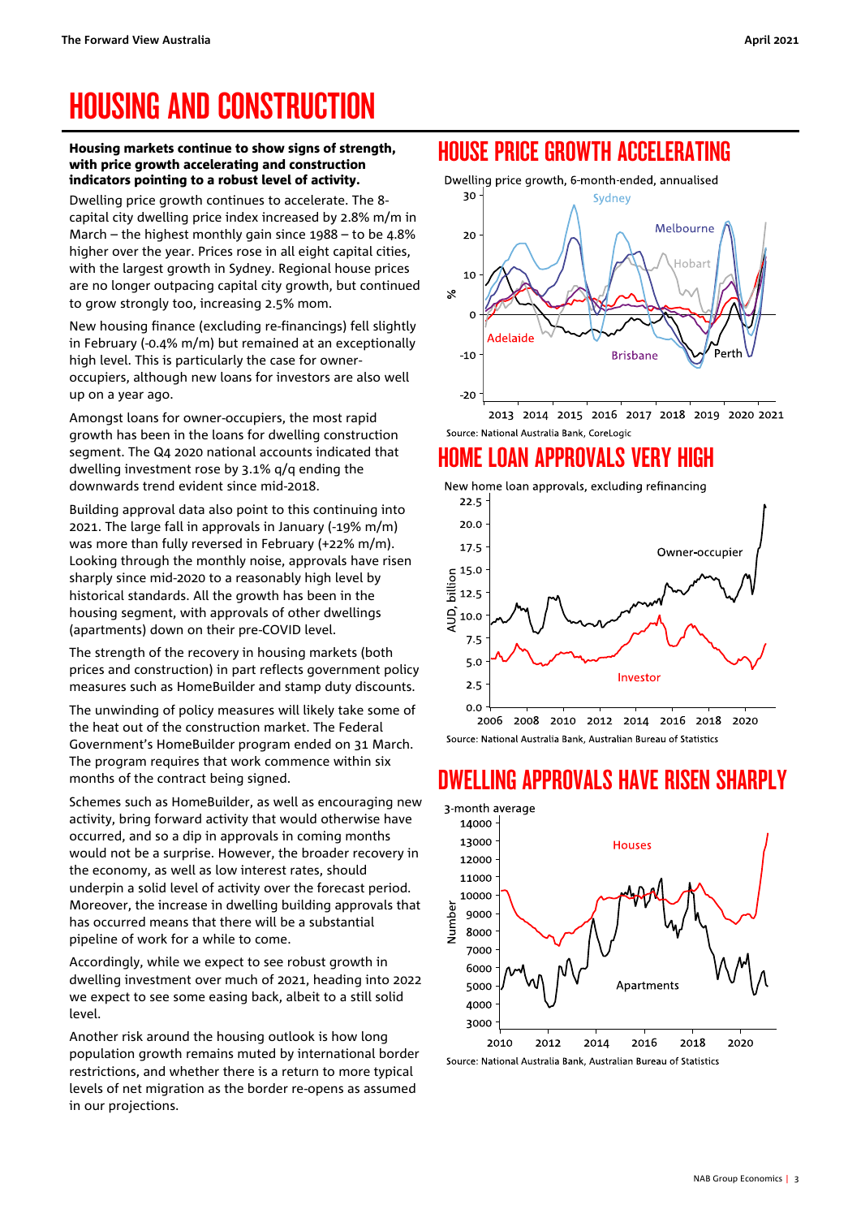# HOUSING AND CONSTRUCTION

**Housing markets continue to show signs of strength, with price growth accelerating and construction indicators pointing to a robust level of activity.**

Dwelling price growth continues to accelerate. The 8-capital city dwelling price index increased by 2.8% m/m in March – the highest monthly gain since 1988 – to be 4.8% higher over the year. Prices rose in all eight capital cities, with the largest growth in Sydney. Regional house prices are no longer outpacing capital city growth, but continued to grow strongly too, increasing 2.5% mom.

New housing finance (excluding re-financings) fell slightly in February (-0.4% m/m) but remained at an exceptionally high level. This is particularly the case for owner-occupiers, although new loans for investors are also well up on a year ago.

Amongst loans for owner-occupiers, the most rapid growth has been in the loans for dwelling construction segment. The Q4 2020 national accounts indicated that dwelling investment rose by 3.1% q/q ending the downwards trend evident since mid-2018.

Building approval data also point to this continuing into 2021. The large fall in approvals in January (-19% m/m) was more than fully reversed in February (+22% m/m). Looking through the monthly noise, approvals have risen sharply since mid-2020 to a reasonably high level by historical standards. All the growth has been in the housing segment, with approvals of other dwellings (apartments) down on their pre-COVID level.

The strength of the recovery in housing markets (both prices and construction) in part reflects government policy measures such as HomeBuilder and stamp duty discounts.

The unwinding of policy measures will likely take some of the heat out of the construction market. The Federal Government's HomeBuilder program ended on 31 March. The program requires that work commence within six months of the contract being signed.

Schemes such as HomeBuilder, as well as encouraging new activity, bring forward activity that would otherwise have occurred, and so a dip in approvals in coming months would not be a surprise. However, the broader recovery in the economy, as well as low interest rates, should underpin a solid level of activity over the forecast period. Moreover, the increase in dwelling building approvals that has occurred means that there will be a substantial pipeline of work for a while to come.

Accordingly, while we expect to see robust growth in dwelling investment over much of 2021, heading into 2022 we expect to see some easing back, albeit to a still solid level.

Another risk around the housing outlook is how long population growth remains muted by international border restrictions, and whether there is a return to more typical levels of net migration as the border re-opens as assumed in our projections.

## HOUSE PRICE GROWTH ACCELERATING

Dwelling price growth, 6-month-ended, annualised

Source: National Australia Bank, CoreLogic

## HOME LOAN APPROVALS VERY HIGH

New home loan approvals, excluding refinancing

Source: National Australia Bank, Australian Bureau of Statistics

## DWELLING APPROVALS HAVE RISEN SHARPLY

3-month average

Source: National Australia Bank, Australian Bureau of Statistics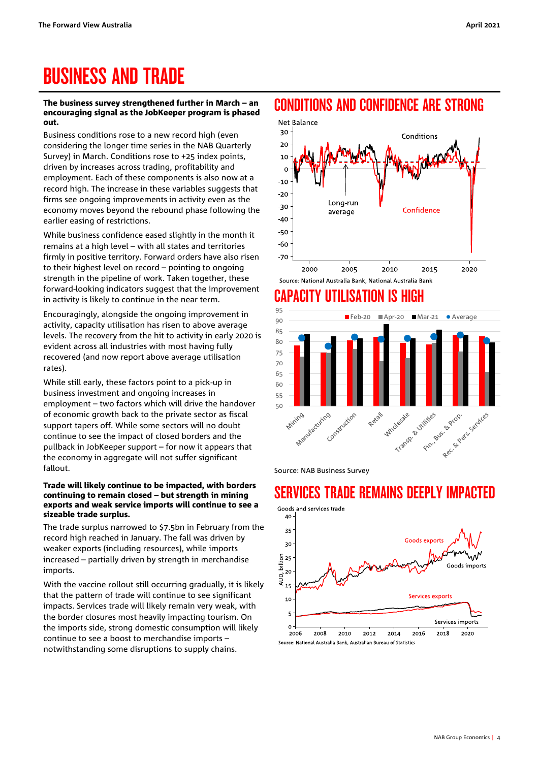# BUSINESS AND TRADE

**The business survey strengthened further in March – an encouraging signal as the JobKeeper program is phased out.**

Business conditions rose to a new record high (even considering the longer time series in the NAB Quarterly Survey) in March. Conditions rose to +25 index points, driven by increases across trading, profitability and employment. Each of these components is also now at a record high. The increase in these variables suggests that firms see ongoing improvements in activity even as the economy moves beyond the rebound phase following the earlier easing of restrictions.

While business confidence eased slightly in the month it remains at a high level – with all states and territories firmly in positive territory. Forward orders have also risen to their highest level on record – pointing to ongoing strength in the pipeline of work. Taken together, these forward-looking indicators suggest that the improvement in activity is likely to continue in the near term.

Encouragingly, alongside the ongoing improvement in activity, capacity utilisation has risen to above average levels. The recovery from the hit to activity in early 2020 is evident across all industries with most having fully recovered (and now report above average utilisation rates).

While still early, these factors point to a pick-up in business investment and ongoing increases in employment – two factors which will drive the handover of economic growth back to the private sector as fiscal support tapers off. While some sectors will no doubt continue to see the impact of closed borders and the pullback in JobKeeper support – for now it appears that the economy in aggregate will not suffer significant fallout.

**Trade will likely continue to be impacted, with borders continuing to remain closed – but strength in mining exports and weak service imports will continue to see a sizeable trade surplus.**

The trade surplus narrowed to $7.5bn in February from the record high reached in January. The fall was driven by weaker exports (including resources), while imports increased – partially driven by strength in merchandise imports.

With the vaccine rollout still occurring gradually, it is likely that the pattern of trade will continue to see significant impacts. Services trade will likely remain very weak, with the border closures most heavily impacting tourism. On the imports side, strong domestic consumption will likely continue to see a boost to merchandise imports – notwithstanding some disruptions to supply chains.

## CONDITIONS AND CONFIDENCE ARE STRONG

Source: National Australia Bank, National Australia Bank

## CAPACITY UTILISATION IS HIGH

Source: NAB Business Survey

## SERVICES TRADE REMAINS DEEPLY IMPACTED

Source: National Australia Bank, Australian Bureau of Statistics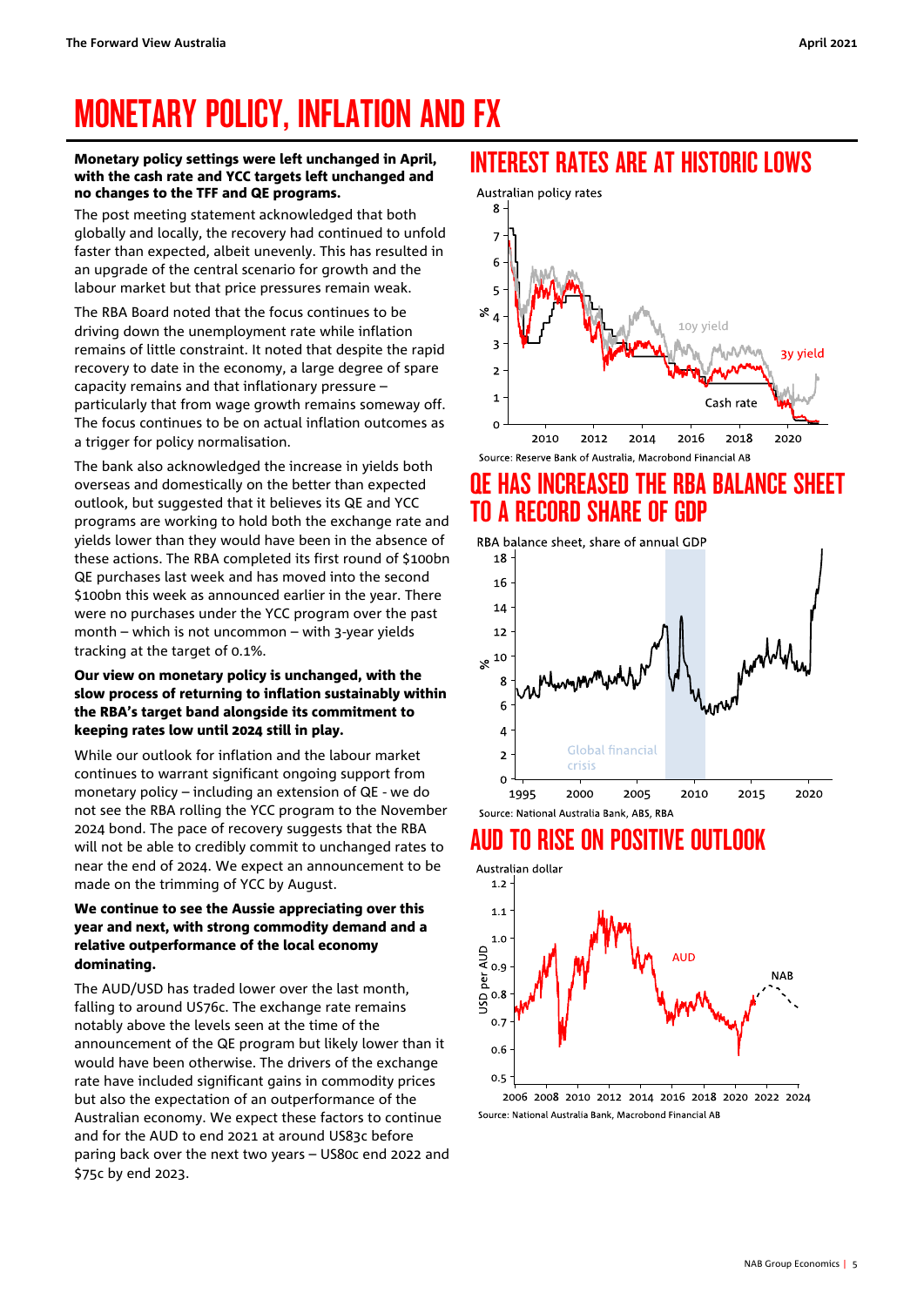# MONETARY POLICY, INFLATION AND FX

**Monetary policy settings were left unchanged in April, with the cash rate and YCC targets left unchanged and no changes to the TFF and QE programs.**

The post meeting statement acknowledged that both globally and locally, the recovery had continued to unfold faster than expected, albeit unevenly. This has resulted in an upgrade of the central scenario for growth and the labour market but that price pressures remain weak.

The RBA Board noted that the focus continues to be driving down the unemployment rate while inflation remains of little constraint. It noted that despite the rapid recovery to date in the economy, a large degree of spare capacity remains and that inflationary pressure – particularly that from wage growth remains someway off. The focus continues to be on actual inflation outcomes as a trigger for policy normalisation.

The bank also acknowledged the increase in yields both overseas and domestically on the better than expected outlook, but suggested that it believes its QE and YCC programs are working to hold both the exchange rate and yields lower than they would have been in the absence of these actions. The RBA completed its first round of $100bn QE purchases last week and has moved into the second $100bn this week as announced earlier in the year. There were no purchases under the YCC program over the past month – which is not uncommon – with 3-year yields tracking at the target of 0.1%.

**Our view on monetary policy is unchanged, with the slow process of returning to inflation sustainably within the RBA's target band alongside its commitment to keeping rates low until 2024 still in play.**

While our outlook for inflation and the labour market continues to warrant significant ongoing support from monetary policy – including an extension of QE - we do not see the RBA rolling the YCC program to the November 2024 bond. The pace of recovery suggests that the RBA will not be able to credibly commit to unchanged rates to near the end of 2024. We expect an announcement to be made on the trimming of YCC by August.

**We continue to see the Aussie appreciating over this year and next, with strong commodity demand and a relative outperformance of the local economy dominating.**

The AUD/USD has traded lower over the last month, falling to around US76c. The exchange rate remains notably above the levels seen at the time of the announcement of the QE program but likely lower than it would have been otherwise. The drivers of the exchange rate have included significant gains in commodity prices but also the expectation of an outperformance of the Australian economy. We expect these factors to continue and for the AUD to end 2021 at around US83c before paring back over the next two years – US80c end 2022 and $75c by end 2023.

## INTEREST RATES ARE AT HISTORIC LOWS

Source: Reserve Bank of Australia, Macrobond Financial AB

## QE HAS INCREASED THE RBA BALANCE SHEET TO A RECORD SHARE OF GDP

Source: National Australia Bank, ABS, RBA

## AUD TO RISE ON POSITIVE OUTLOOK

Source: National Australia Bank, Macrobond Financial AB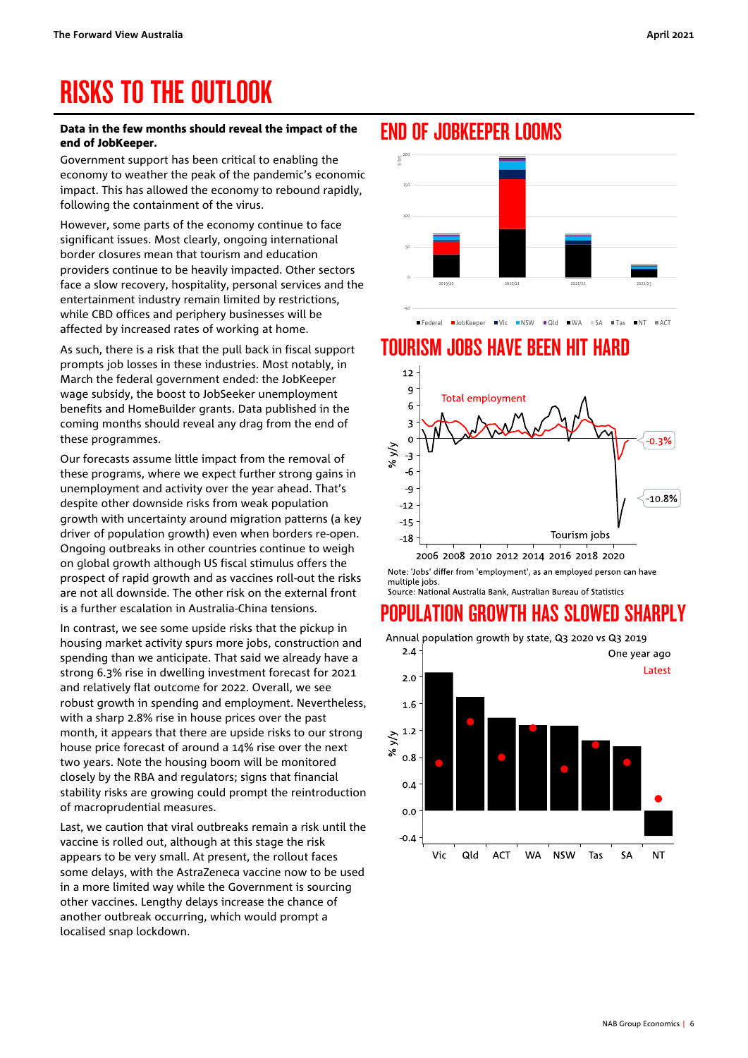# RISKS TO THE OUTLOOK

**Data in the few months should reveal the impact of the end of JobKeeper.**

Government support has been critical to enabling the economy to weather the peak of the pandemic's economic impact. This has allowed the economy to rebound rapidly, following the containment of the virus.

However, some parts of the economy continue to face significant issues. Most clearly, ongoing international border closures mean that tourism and education providers continue to be heavily impacted. Other sectors face a slow recovery, hospitality, personal services and the entertainment industry remain limited by restrictions, while CBD offices and periphery businesses will be affected by increased rates of working at home.

As such, there is a risk that the pull back in fiscal support prompts job losses in these industries. Most notably, in March the federal government ended: the JobKeeper wage subsidy, the boost to JobSeeker unemployment benefits and HomeBuilder grants. Data published in the coming months should reveal any drag from the end of these programmes.

Our forecasts assume little impact from the removal of these programs, where we expect further strong gains in unemployment and activity over the year ahead. That's despite other downside risks from weak population growth with uncertainty around migration patterns (a key driver of population growth) even when borders re-open. Ongoing outbreaks in other countries continue to weigh on global growth although US fiscal stimulus offers the prospect of rapid growth and as vaccines roll-out the risks are not all downside. The other risk on the external front is a further escalation in Australia-China tensions.

In contrast, we see some upside risks that the pickup in housing market activity spurs more jobs, construction and spending than we anticipate. That said we already have a strong 6.3% rise in dwelling investment forecast for 2021 and relatively flat outcome for 2022. Overall, we see robust growth in spending and employment. Nevertheless, with a sharp 2.8% rise in house prices over the past month, it appears that there are upside risks to our strong house price forecast of around a 14% rise over the next two years. Note the housing boom will be monitored closely by the RBA and regulators; signs that financial stability risks are growing could prompt the reintroduction of macroprudential measures.

Last, we caution that viral outbreaks remain a risk until the vaccine is rolled out, although at this stage the risk appears to be very small. At present, the rollout faces some delays, with the AstraZeneca vaccine now to be used in a more limited way while the Government is sourcing other vaccines. Lengthy delays increase the chance of another outbreak occurring, which would prompt a localised snap lockdown.

## END OF JOBKEEPER LOOMS

## TOURISM JOBS HAVE BEEN HIT HARD

Note: 'Jobs' differ from 'employment', as an employed person can have multiple jobs.
Source: National Australia Bank, Australian Bureau of Statistics

## POPULATION GROWTH HAS SLOWED SHARPLY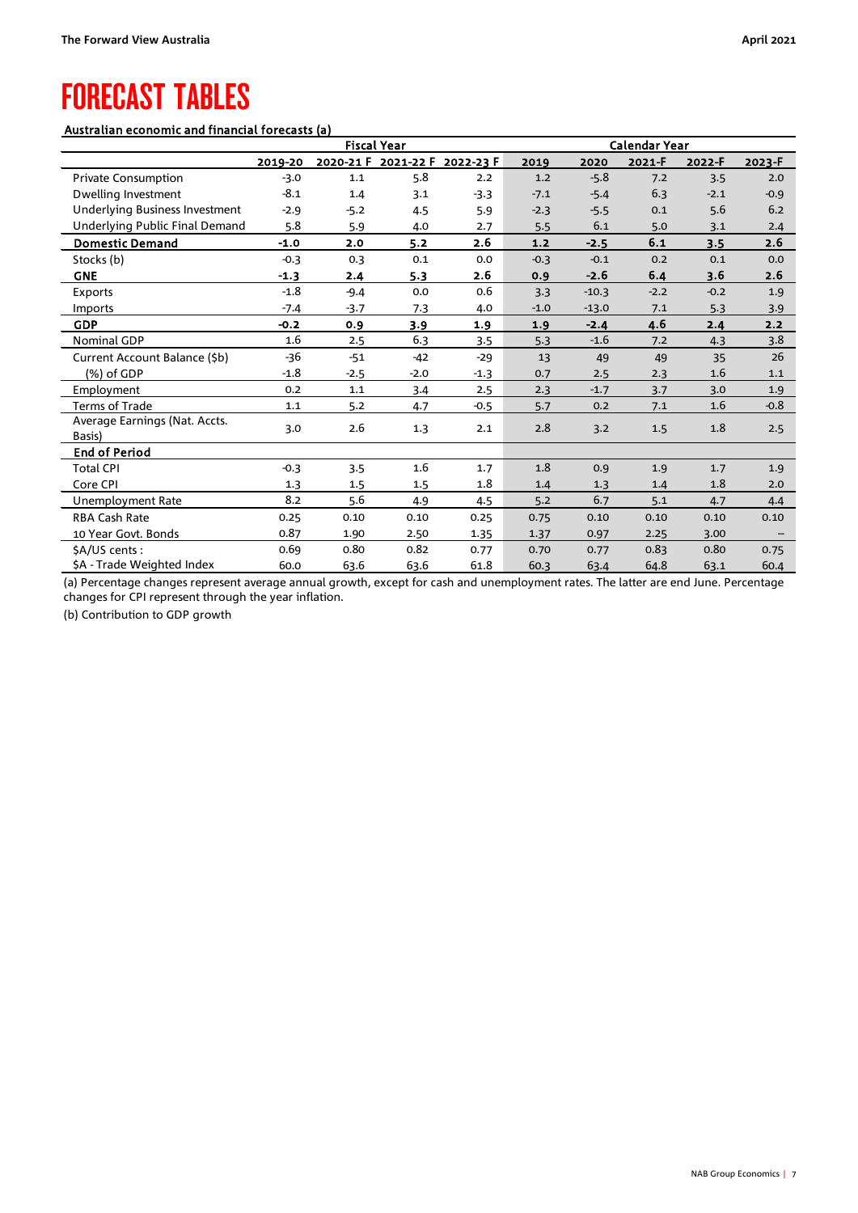# FORECAST TABLES

**Australian economic and financial forecasts (a)**

| | Fiscal Year | | | | Calendar Year | | | | |
|---|---|---|---|---|---|---|---|---|---|
| | 2019-20 | 2020-21 F | 2021-22 F | 2022-23 F | 2019 | 2020 | 2021-F | 2022-F | 2023-F |
| Private Consumption | -3.0 | 1.1 | 5.8 | 2.2 | 1.2 | -5.8 | 7.2 | 3.5 | 2.0 |
| Dwelling Investment | -8.1 | 1.4 | 3.1 | -3.3 | -7.1 | -5.4 | 6.3 | -2.1 | -0.9 |
| Underlying Business Investment | -2.9 | -5.2 | 4.5 | 5.9 | -2.3 | -5.5 | 0.1 | 5.6 | 6.2 |
| Underlying Public Final Demand | 5.8 | 5.9 | 4.0 | 2.7 | 5.5 | 6.1 | 5.0 | 3.1 | 2.4 |
| **Domestic Demand** | **-1.0** | **2.0** | **5.2** | **2.6** | **1.2** | **-2.5** | **6.1** | **3.5** | **2.6** |
| Stocks (b) | -0.3 | 0.3 | 0.1 | 0.0 | -0.3 | -0.1 | 0.2 | 0.1 | 0.0 |
| **GNE** | **-1.3** | **2.4** | **5.3** | **2.6** | **0.9** | **-2.6** | **6.4** | **3.6** | **2.6** |
| Exports | -1.8 | -9.4 | 0.0 | 0.6 | 3.3 | -10.3 | -2.2 | -0.2 | 1.9 |
| Imports | -7.4 | -3.7 | 7.3 | 4.0 | -1.0 | -13.0 | 7.1 | 5.3 | 3.9 |
| **GDP** | **-0.2** | **0.9** | **3.9** | **1.9** | **1.9** | **-2.4** | **4.6** | **2.4** | **2.2** |
| Nominal GDP | 1.6 | 2.5 | 6.3 | 3.5 | 5.3 | -1.6 | 7.2 | 4.3 | 3.8 |
| Current Account Balance ($b) | -36 | -51 | -42 | -29 | 13 | 49 | 49 | 35 | 26 |
| (%) of GDP | -1.8 | -2.5 | -2.0 | -1.3 | 0.7 | 2.5 | 2.3 | 1.6 | 1.1 |
| Employment | 0.2 | 1.1 | 3.4 | 2.5 | 2.3 | -1.7 | 3.7 | 3.0 | 1.9 |
| Terms of Trade | 1.1 | 5.2 | 4.7 | -0.5 | 5.7 | 0.2 | 7.1 | 1.6 | -0.8 |
| Average Earnings (Nat. Accts. Basis) | 3.0 | 2.6 | 1.3 | 2.1 | 2.8 | 3.2 | 1.5 | 1.8 | 2.5 |
| **End of Period** | | | | | | | | | |
| Total CPI | -0.3 | 3.5 | 1.6 | 1.7 | 1.8 | 0.9 | 1.9 | 1.7 | 1.9 |
| Core CPI | 1.3 | 1.5 | 1.5 | 1.8 | 1.4 | 1.3 | 1.4 | 1.8 | 2.0 |
| Unemployment Rate | 8.2 | 5.6 | 4.9 | 4.5 | 5.2 | 6.7 | 5.1 | 4.7 | 4.4 |
| RBA Cash Rate | 0.25 | 0.10 | 0.10 | 0.25 | 0.75 | 0.10 | 0.10 | 0.10 | 0.10 |
| 10 Year Govt. Bonds | 0.87 | 1.90 | 2.50 | 1.35 | 1.37 | 0.97 | 2.25 | 3.00 | – |
| $A/US cents : | 0.69 | 0.80 | 0.82 | 0.77 | 0.70 | 0.77 | 0.83 | 0.80 | 0.75 |
| $A - Trade Weighted Index | 60.0 | 63.6 | 63.6 | 61.8 | 60.3 | 63.4 | 64.8 | 63.1 | 60.4 |

(a) Percentage changes represent average annual growth, except for cash and unemployment rates. The latter are end June. Percentage changes for CPI represent through the year inflation.

(b) Contribution to GDP growth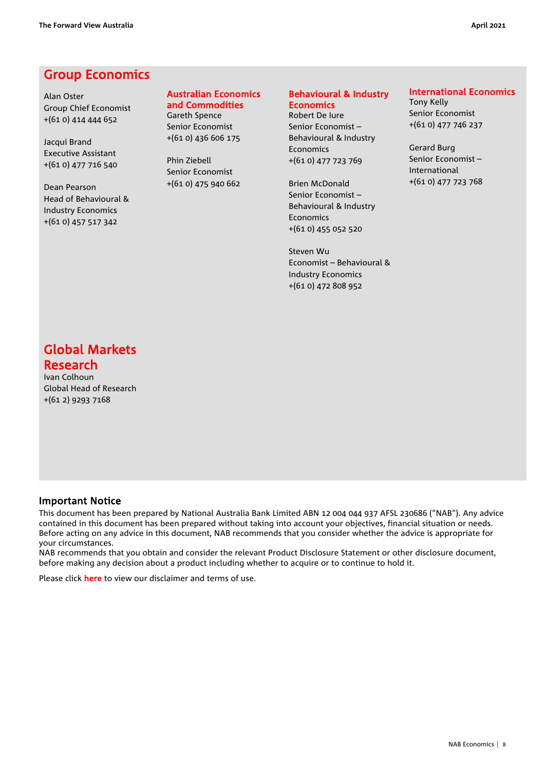# Group Economics

Alan Oster
Group Chief Economist
+(61 0) 414 444 652

Jacqui Brand
Executive Assistant
+(61 0) 477 716 540

Dean Pearson
Head of Behavioural & Industry Economics
+(61 0) 457 517 342

## Australian Economics and Commodities

Gareth Spence
Senior Economist
+(61 0) 436 606 175

Phin Ziebell
Senior Economist
+(61 0) 475 940 662

## Behavioural & Industry Economics

Robert De Iure
Senior Economist – Behavioural & Industry Economics
+(61 0) 477 723 769

Brien McDonald
Senior Economist – Behavioural & Industry Economics
+(61 0) 455 052 520

Steven Wu
Economist – Behavioural & Industry Economics
+(61 0) 472 808 952

## International Economics

Tony Kelly
Senior Economist
+(61 0) 477 746 237

Gerard Burg
Senior Economist – International
+(61 0) 477 723 768

# Global Markets Research

Ivan Colhoun
Global Head of Research
+(61 2) 9293 7168

## Important Notice

This document has been prepared by National Australia Bank Limited ABN 12 004 044 937 AFSL 230686 ("NAB"). Any advice contained in this document has been prepared without taking into account your objectives, financial situation or needs. Before acting on any advice in this document, NAB recommends that you consider whether the advice is appropriate for your circumstances.
NAB recommends that you obtain and consider the relevant Product Disclosure Statement or other disclosure document, before making any decision about a product including whether to acquire or to continue to hold it.

Please click **here** to view our disclaimer and terms of use.